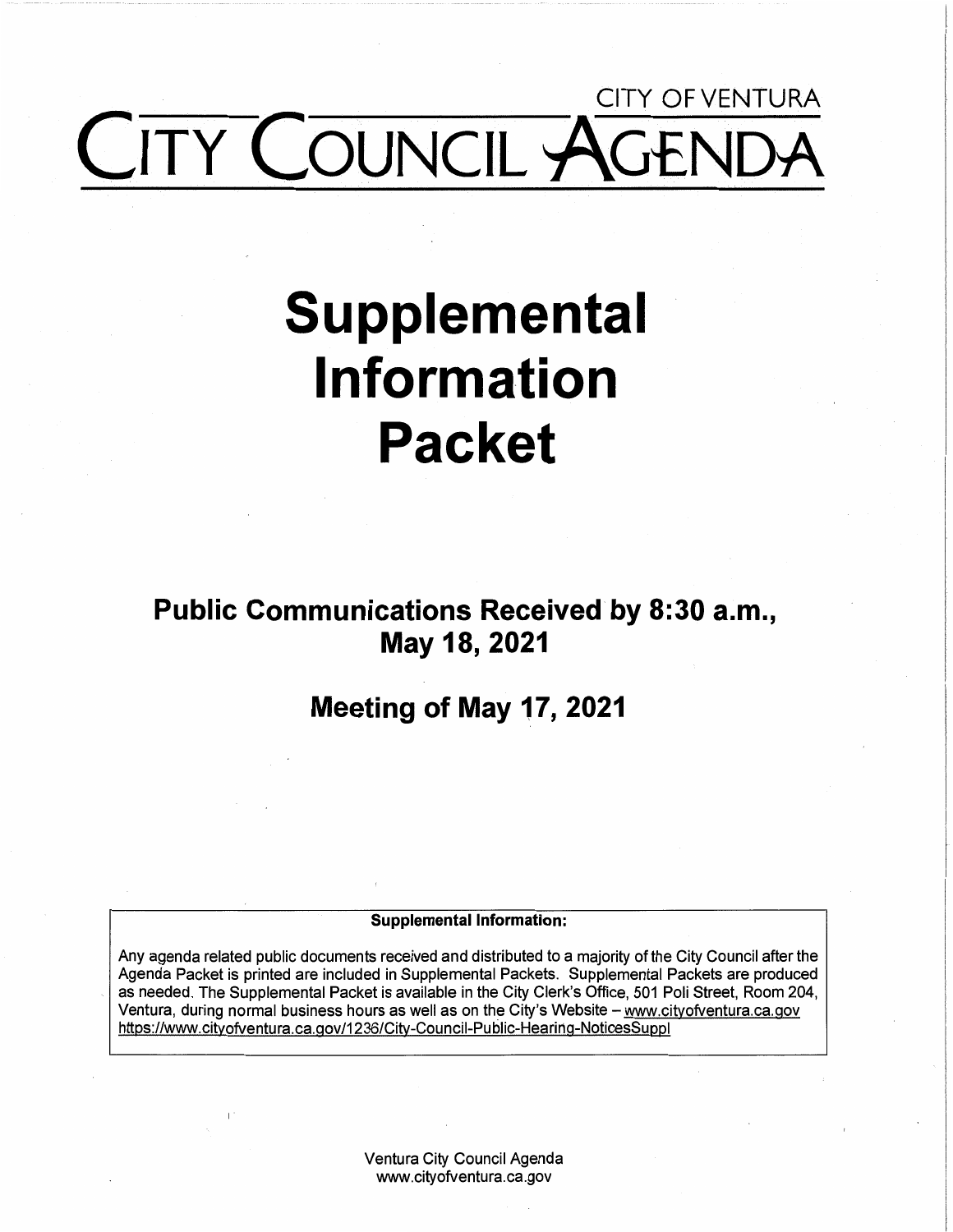CITY OF VENTURA

# CITY COUNCIL AGENDA

# Supplemental Information Packet

## Public Communications Received by 8:30 a.m., May 18, 2021

## Meeting of May 17, 2021

**Supplemental Information:**

Any agenda related public documents received and distributed to a majority of the City Council after the Agenda Packet is printed are included in Supplemental Packets. Supplemental Packets are produced as needed. The Supplemental Packet is available in the City Clerk's Office, 501 Poli Street, Room 204, Ventura, during normal business hours as well as on the City's Website – www.cityofventura.ca.gov https://www.cityofventura.ca.gov/1236/City-Council-Public-Hearing-NoticesSuppl

Ventura City Council Agenda
www.cityofventura.ca.gov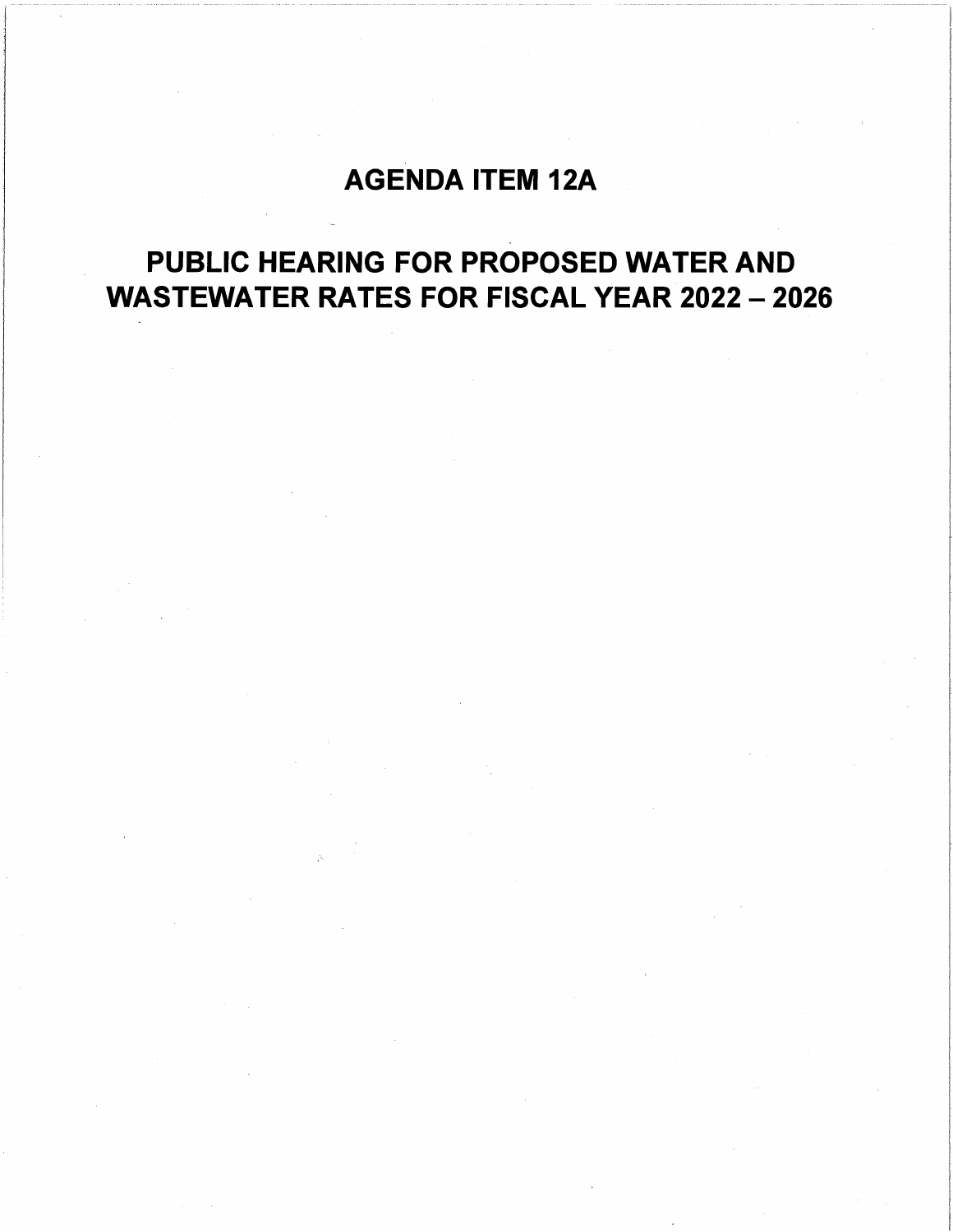# AGENDA ITEM 12A

# PUBLIC HEARING FOR PROPOSED WATER AND WASTEWATER RATES FOR FISCAL YEAR 2022 – 2026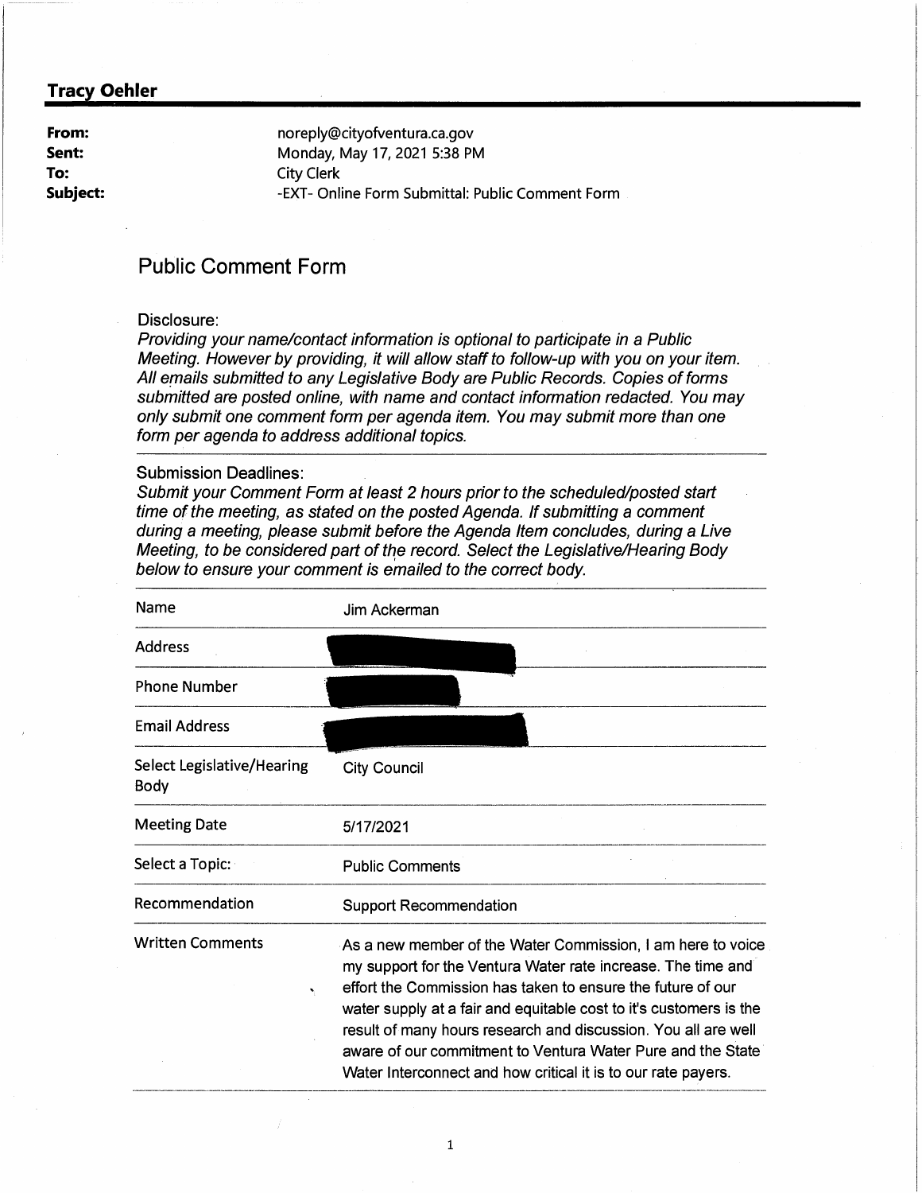**Tracy Oehler**

| | |
|---|---|
| **From:** | noreply@cityofventura.ca.gov |
| **Sent:** | Monday, May 17, 2021 5:38 PM |
| **To:** | City Clerk |
| **Subject:** | -EXT- Online Form Submittal: Public Comment Form |

## Public Comment Form

Disclosure:
*Providing your name/contact information is optional to participate in a Public Meeting. However by providing, it will allow staff to follow-up with you on your item. All emails submitted to any Legislative Body are Public Records. Copies of forms submitted are posted online, with name and contact information redacted. You may only submit one comment form per agenda item. You may submit more than one form per agenda to address additional topics.*

Submission Deadlines:
*Submit your Comment Form at least 2 hours prior to the scheduled/posted start time of the meeting, as stated on the posted Agenda. If submitting a comment during a meeting, please submit before the Agenda Item concludes, during a Live Meeting, to be considered part of the record. Select the Legislative/Hearing Body below to ensure your comment is emailed to the correct body.*

| | |
|---|---|
| Name | Jim Ackerman |
| Address | [REDACTED] |
| Phone Number | [REDACTED] |
| Email Address | [REDACTED] |
| Select Legislative/Hearing Body | City Council |
| Meeting Date | 5/17/2021 |
| Select a Topic: | Public Comments |
| Recommendation | Support Recommendation |
| Written Comments | As a new member of the Water Commission, I am here to voice my support for the Ventura Water rate increase. The time and effort the Commission has taken to ensure the future of our water supply at a fair and equitable cost to it's customers is the result of many hours research and discussion. You all are well aware of our commitment to Ventura Water Pure and the State Water Interconnect and how critical it is to our rate payers. |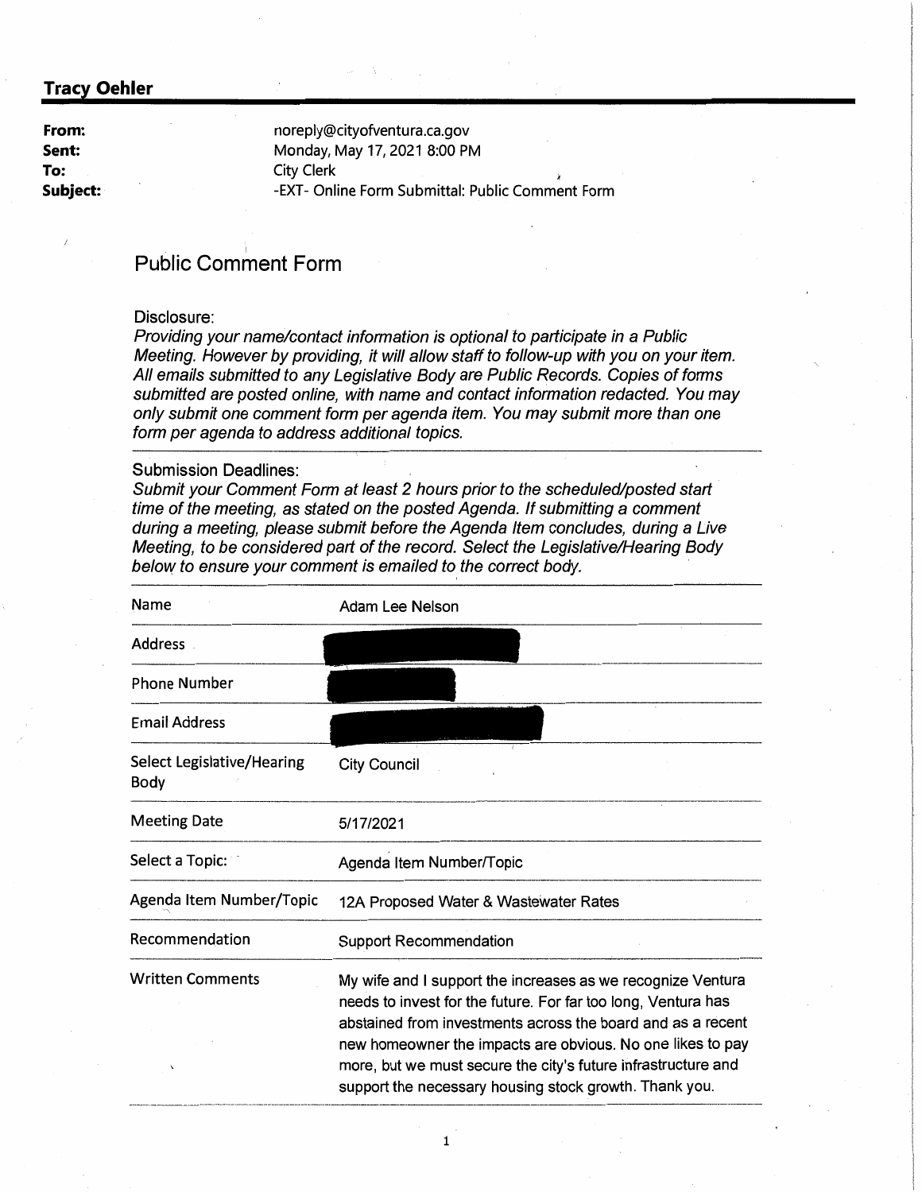**Tracy Oehler**

| | |
|---|---|
| **From:** | noreply@cityofventura.ca.gov |
| **Sent:** | Monday, May 17, 2021 8:00 PM |
| **To:** | City Clerk |
| **Subject:** | -EXT- Online Form Submittal: Public Comment Form |

# Public Comment Form

Disclosure:

*Providing your name/contact information is optional to participate in a Public Meeting. However by providing, it will allow staff to follow-up with you on your item. All emails submitted to any Legislative Body are Public Records. Copies of forms submitted are posted online, with name and contact information redacted. You may only submit one comment form per agenda item. You may submit more than one form per agenda to address additional topics.*

Submission Deadlines:

*Submit your Comment Form at least 2 hours prior to the scheduled/posted start time of the meeting, as stated on the posted Agenda. If submitting a comment during a meeting, please submit before the Agenda Item concludes, during a Live Meeting, to be considered part of the record. Select the Legislative/Hearing Body below to ensure your comment is emailed to the correct body.*

| | |
|---|---|
| Name | Adam Lee Nelson |
| Address | [REDACTED] |
| Phone Number | [REDACTED] |
| Email Address | [REDACTED] |
| Select Legislative/Hearing Body | City Council |
| Meeting Date | 5/17/2021 |
| Select a Topic: | Agenda Item Number/Topic |
| Agenda Item Number/Topic | 12A Proposed Water & Wastewater Rates |
| Recommendation | Support Recommendation |
| Written Comments | My wife and I support the increases as we recognize Ventura needs to invest for the future. For far too long, Ventura has abstained from investments across the board and as a recent new homeowner the impacts are obvious. No one likes to pay more, but we must secure the city's future infrastructure and support the necessary housing stock growth. Thank you. |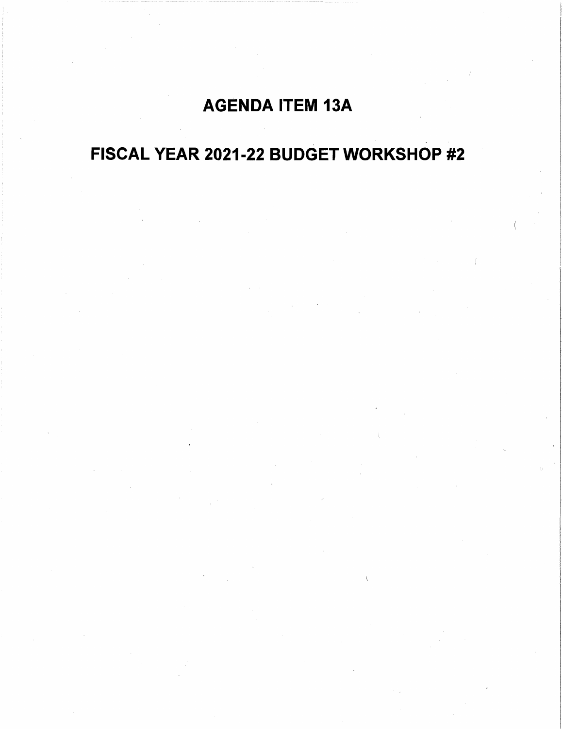# AGENDA ITEM 13A

# FISCAL YEAR 2021-22 BUDGET WORKSHOP #2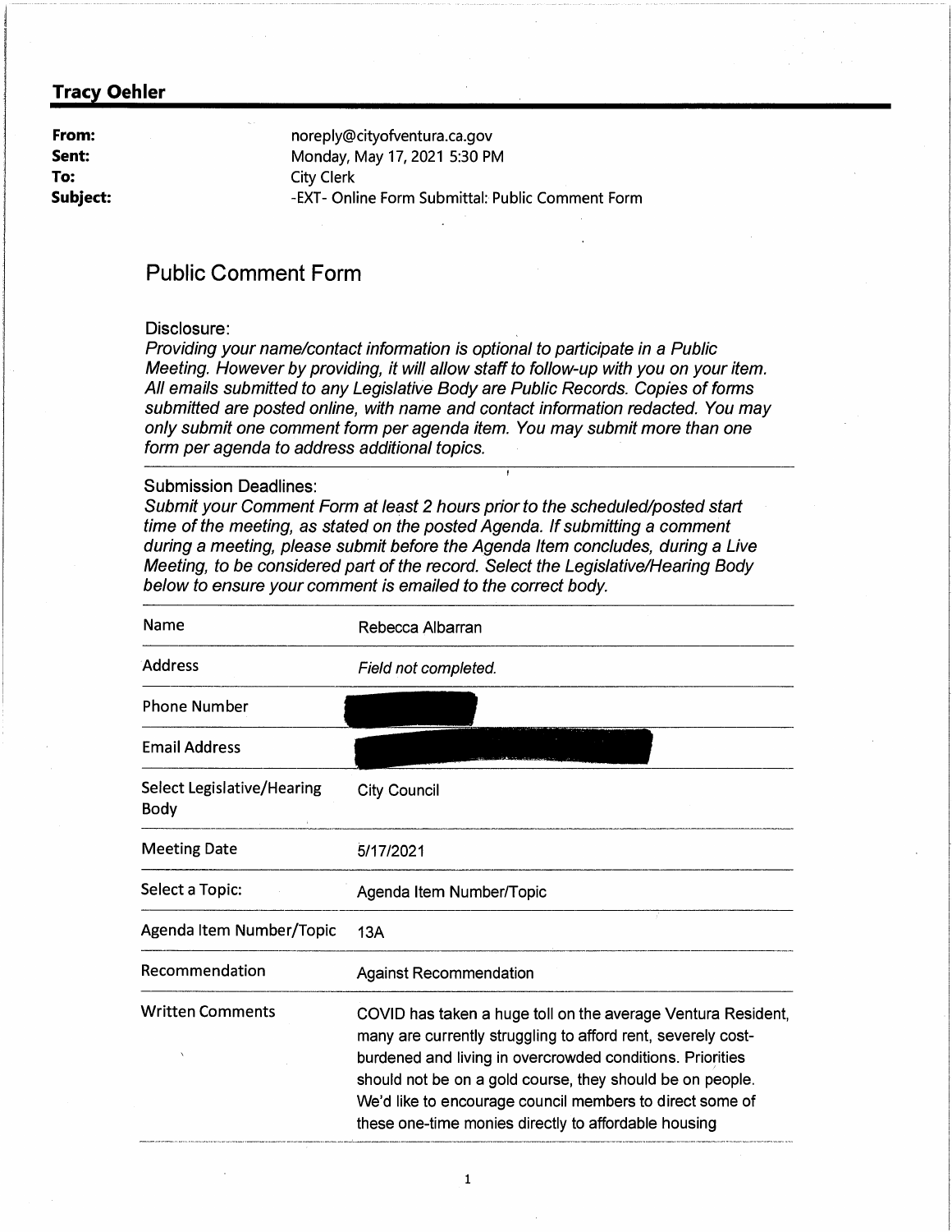**Tracy Oehler**

| | |
|---|---|
| **From:** | noreply@cityofventura.ca.gov |
| **Sent:** | Monday, May 17, 2021 5:30 PM |
| **To:** | City Clerk |
| **Subject:** | -EXT- Online Form Submittal: Public Comment Form |

## Public Comment Form

Disclosure:

*Providing your name/contact information is optional to participate in a Public Meeting. However by providing, it will allow staff to follow-up with you on your item. All emails submitted to any Legislative Body are Public Records. Copies of forms submitted are posted online, with name and contact information redacted. You may only submit one comment form per agenda item. You may submit more than one form per agenda to address additional topics.*

Submission Deadlines:

*Submit your Comment Form at least 2 hours prior to the scheduled/posted start time of the meeting, as stated on the posted Agenda. If submitting a comment during a meeting, please submit before the Agenda Item concludes, during a Live Meeting, to be considered part of the record. Select the Legislative/Hearing Body below to ensure your comment is emailed to the correct body.*

| | |
|---|---|
| Name | Rebecca Albarran |
| Address | *Field not completed.* |
| Phone Number | [redacted] |
| Email Address | [redacted] |
| Select Legislative/Hearing Body | City Council |
| Meeting Date | 5/17/2021 |
| Select a Topic: | Agenda Item Number/Topic |
| Agenda Item Number/Topic | 13A |
| Recommendation | Against Recommendation |
| Written Comments | COVID has taken a huge toll on the average Ventura Resident, many are currently struggling to afford rent, severely cost-burdened and living in overcrowded conditions. Priorities should not be on a gold course, they should be on people. We'd like to encourage council members to direct some of these one-time monies directly to affordable housing |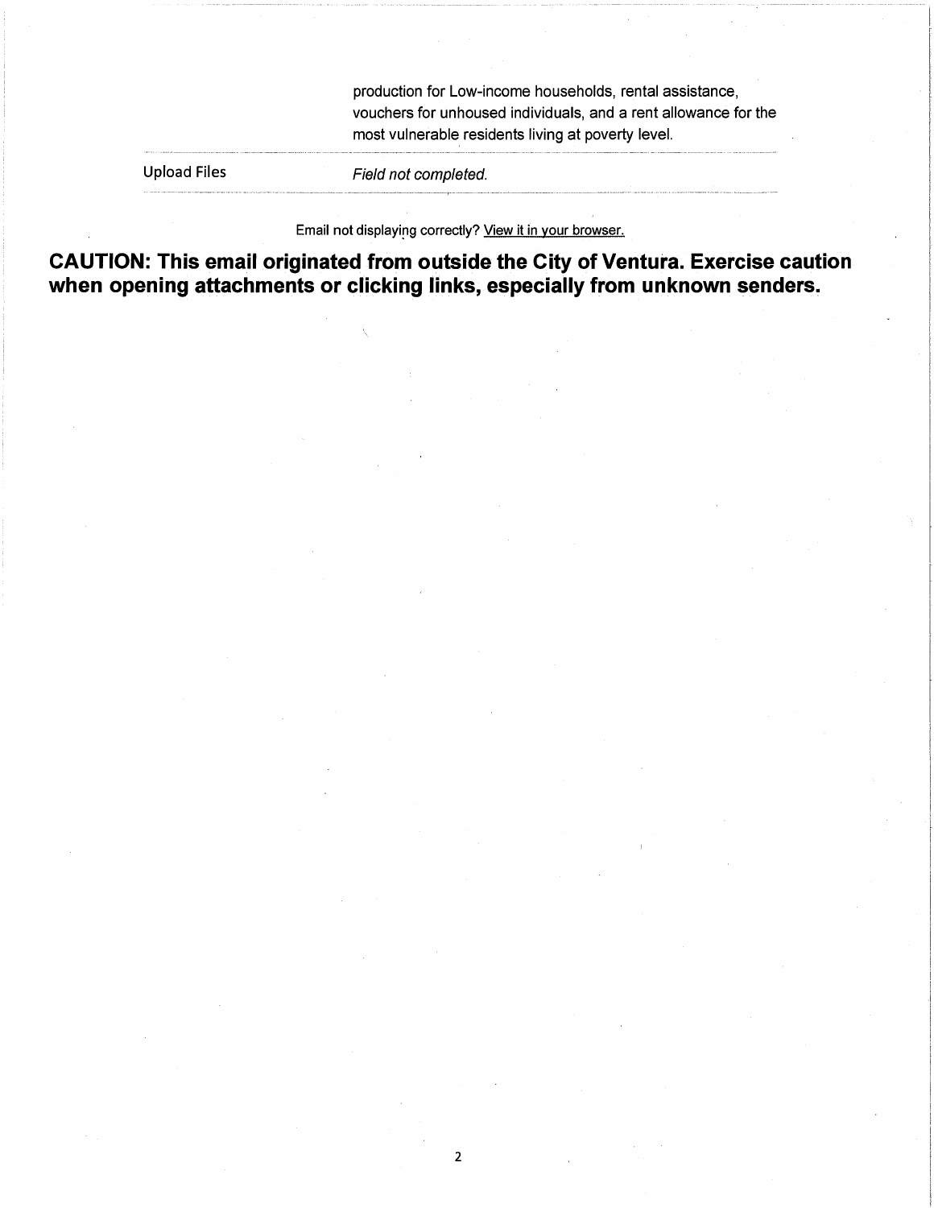| | |
|---|---|
| | production for Low-income households, rental assistance, vouchers for unhoused individuals, and a rent allowance for the most vulnerable residents living at poverty level. |
| Upload Files | *Field not completed.* |

Email not displaying correctly? View it in your browser.

**CAUTION: This email originated from outside the City of Ventura. Exercise caution when opening attachments or clicking links, especially from unknown senders.**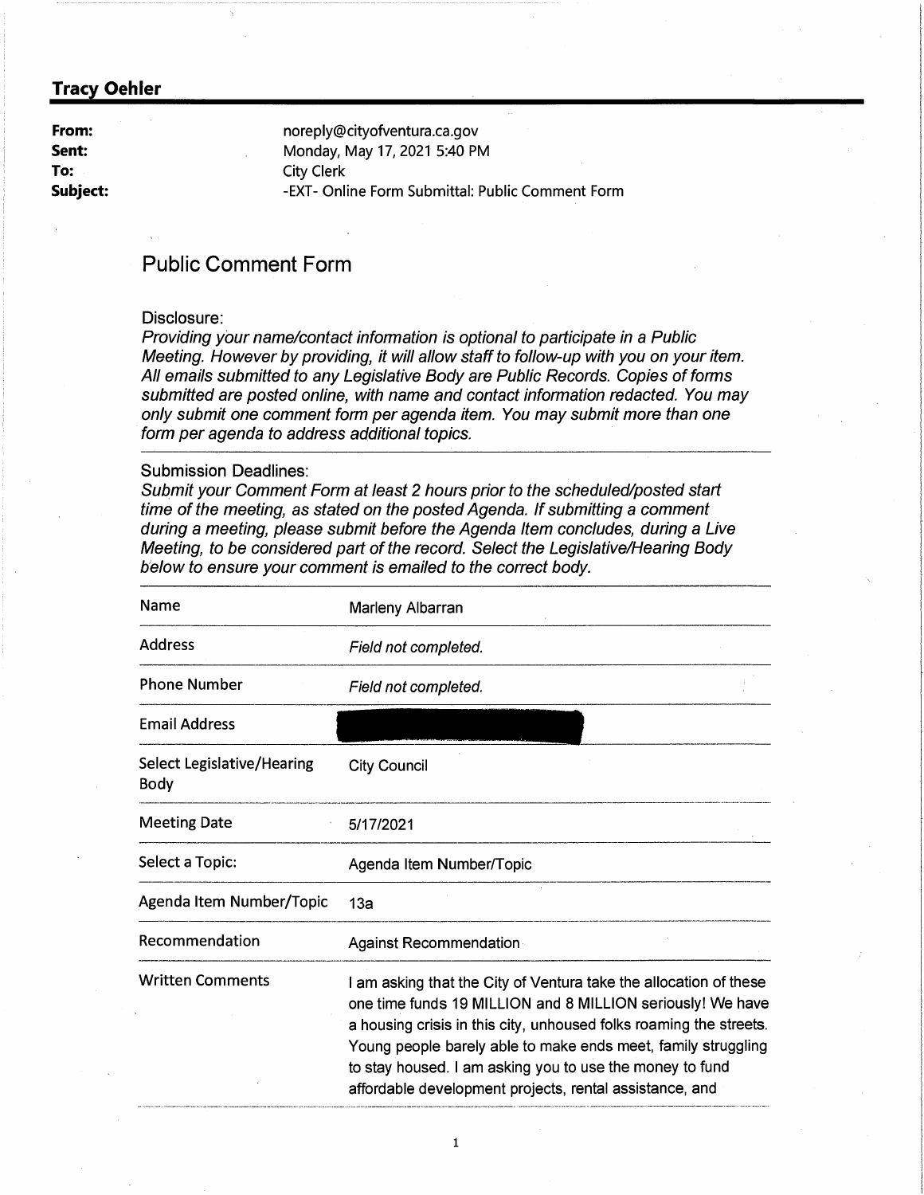**Tracy Oehler**

**From:** noreply@cityofventura.ca.gov
**Sent:** Monday, May 17, 2021 5:40 PM
**To:** City Clerk
**Subject:** -EXT- Online Form Submittal: Public Comment Form

## Public Comment Form

Disclosure:
*Providing your name/contact information is optional to participate in a Public Meeting. However by providing, it will allow staff to follow-up with you on your item. All emails submitted to any Legislative Body are Public Records. Copies of forms submitted are posted online, with name and contact information redacted. You may only submit one comment form per agenda item. You may submit more than one form per agenda to address additional topics.*

Submission Deadlines:
*Submit your Comment Form at least 2 hours prior to the scheduled/posted start time of the meeting, as stated on the posted Agenda. If submitting a comment during a meeting, please submit before the Agenda Item concludes, during a Live Meeting, to be considered part of the record. Select the Legislative/Hearing Body below to ensure your comment is emailed to the correct body.*

| | |
|---|---|
| Name | Marleny Albarran |
| Address | *Field not completed.* |
| Phone Number | *Field not completed.* |
| Email Address | [redacted] |
| Select Legislative/Hearing Body | City Council |
| Meeting Date | 5/17/2021 |
| Select a Topic: | Agenda Item Number/Topic |
| Agenda Item Number/Topic | 13a |
| Recommendation | Against Recommendation |
| Written Comments | I am asking that the City of Ventura take the allocation of these one time funds 19 MILLION and 8 MILLION seriously! We have a housing crisis in this city, unhoused folks roaming the streets. Young people barely able to make ends meet, family struggling to stay housed. I am asking you to use the money to fund affordable development projects, rental assistance, and |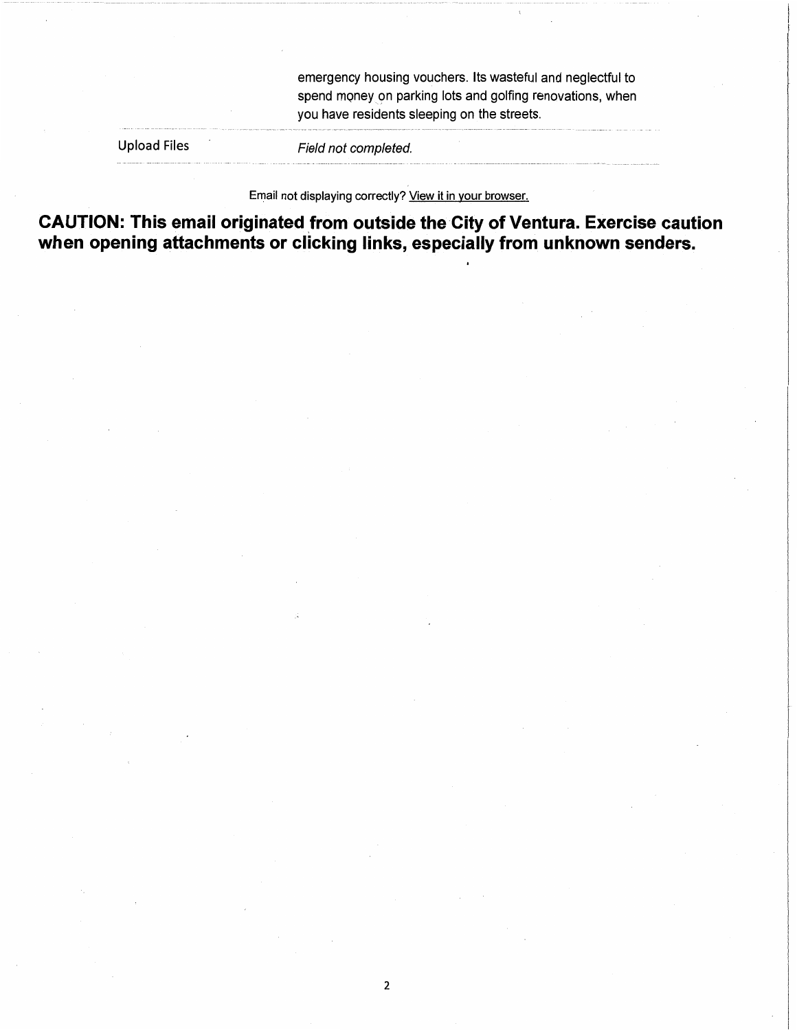| | |
|---|---|
| | emergency housing vouchers. Its wasteful and neglectful to spend money on parking lots and golfing renovations, when you have residents sleeping on the streets. |
| Upload Files | *Field not completed.* |

Email not displaying correctly? View it in your browser.

**CAUTION: This email originated from outside the City of Ventura. Exercise caution when opening attachments or clicking links, especially from unknown senders.**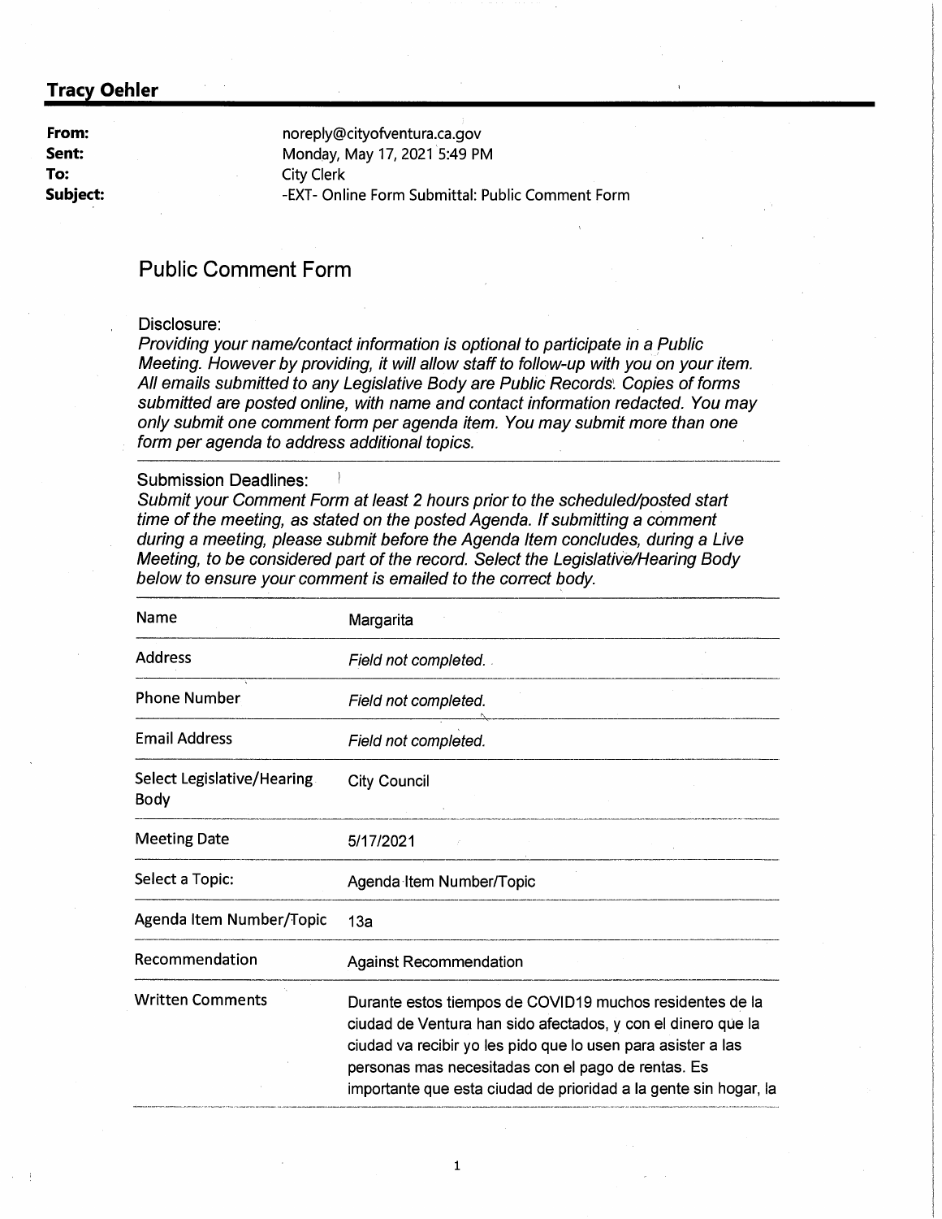**Tracy Oehler**

| | |
|---|---|
| **From:** | noreply@cityofventura.ca.gov |
| **Sent:** | Monday, May 17, 2021 5:49 PM |
| **To:** | City Clerk |
| **Subject:** | -EXT- Online Form Submittal: Public Comment Form |

## Public Comment Form

Disclosure:
*Providing your name/contact information is optional to participate in a Public Meeting. However by providing, it will allow staff to follow-up with you on your item. All emails submitted to any Legislative Body are Public Records. Copies of forms submitted are posted online, with name and contact information redacted. You may only submit one comment form per agenda item. You may submit more than one form per agenda to address additional topics.*

Submission Deadlines:
*Submit your Comment Form at least 2 hours prior to the scheduled/posted start time of the meeting, as stated on the posted Agenda. If submitting a comment during a meeting, please submit before the Agenda Item concludes, during a Live Meeting, to be considered part of the record. Select the Legislative/Hearing Body below to ensure your comment is emailed to the correct body.*

| | |
|---|---|
| Name | Margarita |
| Address | *Field not completed.* |
| Phone Number | *Field not completed.* |
| Email Address | *Field not completed.* |
| Select Legislative/Hearing Body | City Council |
| Meeting Date | 5/17/2021 |
| Select a Topic: | Agenda Item Number/Topic |
| Agenda Item Number/Topic | 13a |
| Recommendation | Against Recommendation |
| Written Comments | Durante estos tiempos de COVID19 muchos residentes de la ciudad de Ventura han sido afectados, y con el dinero que la ciudad va recibir yo les pido que lo usen para asister a las personas mas necesitadas con el pago de rentas. Es importante que esta ciudad de prioridad a la gente sin hogar, la |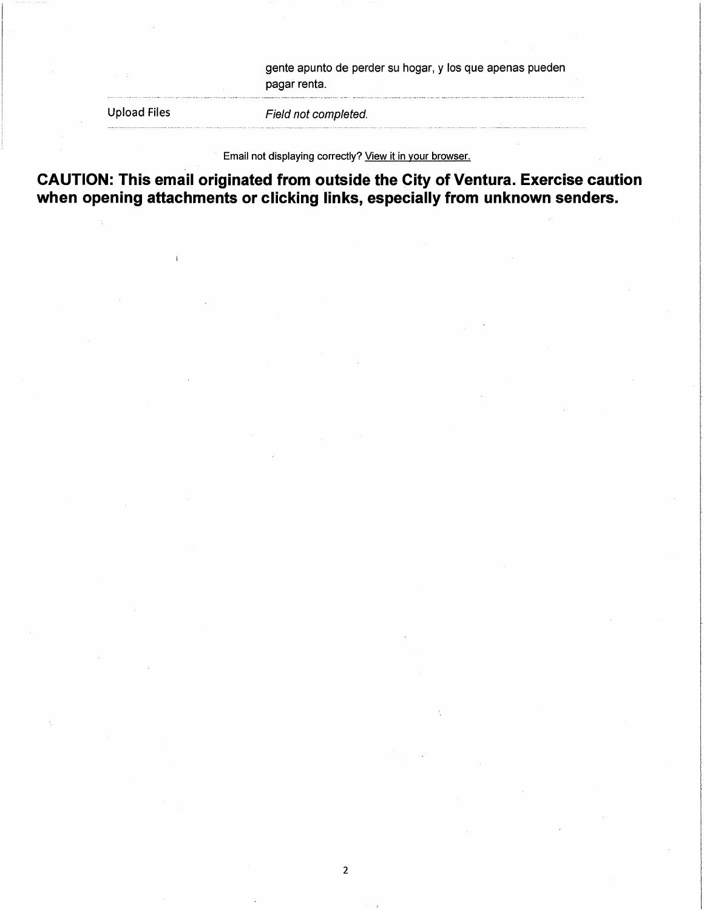| | |
|---|---|
| | gente apunto de perder su hogar, y los que apenas pueden pagar renta. |
| Upload Files | *Field not completed.* |

Email not displaying correctly? View it in your browser.

**CAUTION: This email originated from outside the City of Ventura. Exercise caution when opening attachments or clicking links, especially from unknown senders.**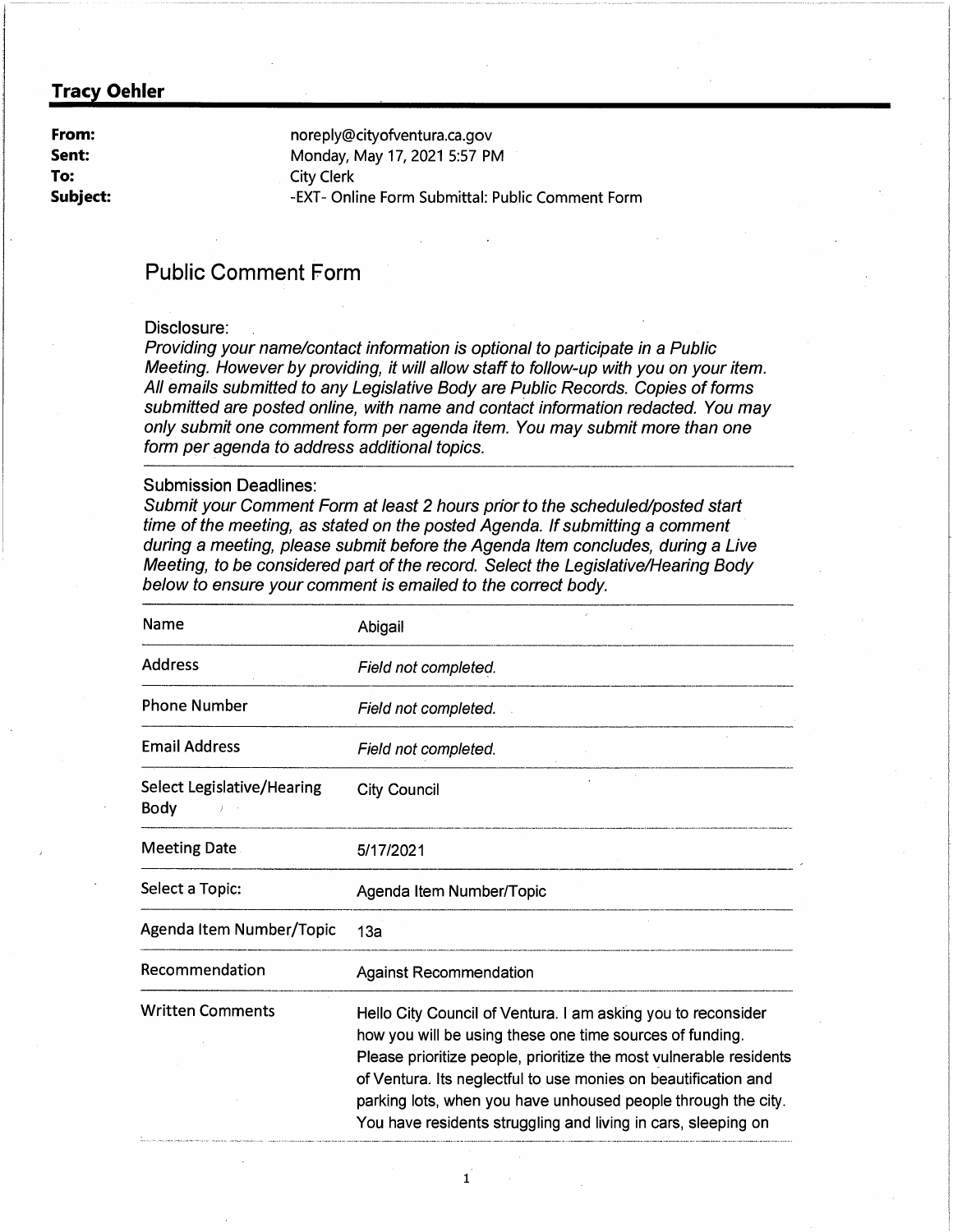**Tracy Oehler**

| | |
|---|---|
| **From:** | noreply@cityofventura.ca.gov |
| **Sent:** | Monday, May 17, 2021 5:57 PM |
| **To:** | City Clerk |
| **Subject:** | -EXT- Online Form Submittal: Public Comment Form |

## Public Comment Form

Disclosure:
*Providing your name/contact information is optional to participate in a Public Meeting. However by providing, it will allow staff to follow-up with you on your item. All emails submitted to any Legislative Body are Public Records. Copies of forms submitted are posted online, with name and contact information redacted. You may only submit one comment form per agenda item. You may submit more than one form per agenda to address additional topics.*

Submission Deadlines:
*Submit your Comment Form at least 2 hours prior to the scheduled/posted start time of the meeting, as stated on the posted Agenda. If submitting a comment during a meeting, please submit before the Agenda Item concludes, during a Live Meeting, to be considered part of the record. Select the Legislative/Hearing Body below to ensure your comment is emailed to the correct body.*

| | |
|---|---|
| Name | Abigail |
| Address | *Field not completed.* |
| Phone Number | *Field not completed.* |
| Email Address | *Field not completed.* |
| Select Legislative/Hearing Body | City Council |
| Meeting Date | 5/17/2021 |
| Select a Topic: | Agenda Item Number/Topic |
| Agenda Item Number/Topic | 13a |
| Recommendation | Against Recommendation |
| Written Comments | Hello City Council of Ventura. I am asking you to reconsider how you will be using these one time sources of funding. Please prioritize people, prioritize the most vulnerable residents of Ventura. Its neglectful to use monies on beautification and parking lots, when you have unhoused people through the city. You have residents struggling and living in cars, sleeping on |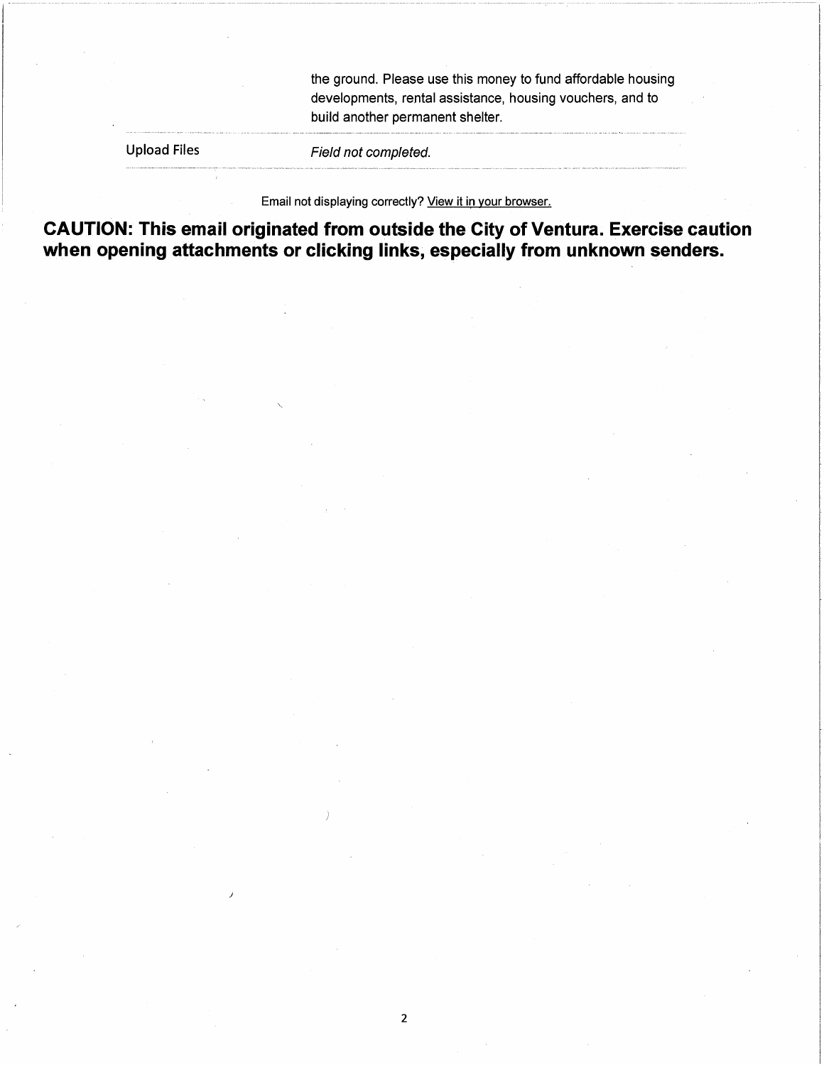| | |
|---|---|
| | the ground. Please use this money to fund affordable housing developments, rental assistance, housing vouchers, and to build another permanent shelter. |
| Upload Files | *Field not completed.* |

Email not displaying correctly? View it in your browser.

**CAUTION: This email originated from outside the City of Ventura. Exercise caution when opening attachments or clicking links, especially from unknown senders.**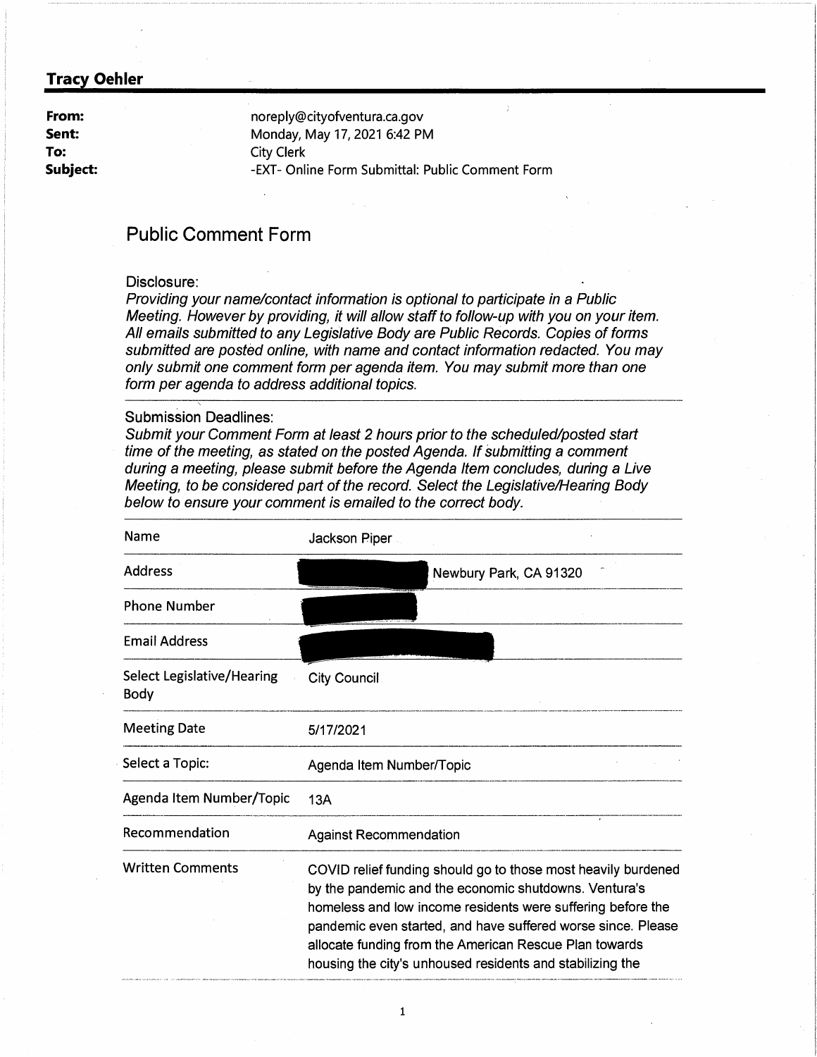## Tracy Oehler

**From:** noreply@cityofventura.ca.gov
**Sent:** Monday, May 17, 2021 6:42 PM
**To:** City Clerk
**Subject:** -EXT- Online Form Submittal: Public Comment Form

# Public Comment Form

Disclosure:
*Providing your name/contact information is optional to participate in a Public Meeting. However by providing, it will allow staff to follow-up with you on your item. All emails submitted to any Legislative Body are Public Records. Copies of forms submitted are posted online, with name and contact information redacted. You may only submit one comment form per agenda item. You may submit more than one form per agenda to address additional topics.*

Submission Deadlines:
*Submit your Comment Form at least 2 hours prior to the scheduled/posted start time of the meeting, as stated on the posted Agenda. If submitting a comment during a meeting, please submit before the Agenda Item concludes, during a Live Meeting, to be considered part of the record. Select the Legislative/Hearing Body below to ensure your comment is emailed to the correct body.*

| | |
|---|---|
| Name | Jackson Piper |
| Address | [REDACTED] Newbury Park, CA 91320 |
| Phone Number | [REDACTED] |
| Email Address | [REDACTED] |
| Select Legislative/Hearing Body | City Council |
| Meeting Date | 5/17/2021 |
| Select a Topic: | Agenda Item Number/Topic |
| Agenda Item Number/Topic | 13A |
| Recommendation | Against Recommendation |
| Written Comments | COVID relief funding should go to those most heavily burdened by the pandemic and the economic shutdowns. Ventura's homeless and low income residents were suffering before the pandemic even started, and have suffered worse since. Please allocate funding from the American Rescue Plan towards housing the city's unhoused residents and stabilizing the |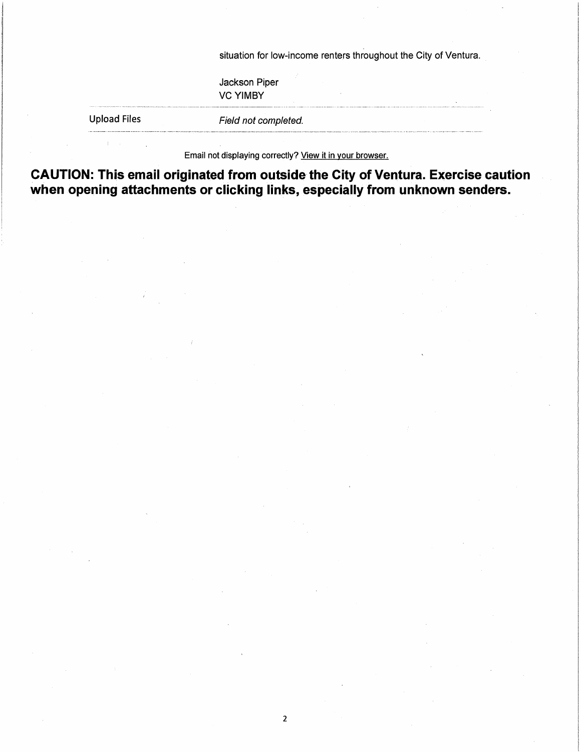situation for low-income renters throughout the City of Ventura.

Jackson Piper
VC YIMBY

| Upload Files | *Field not completed.* |
|---|---|

Email not displaying correctly? View it in your browser.

**CAUTION: This email originated from outside the City of Ventura. Exercise caution when opening attachments or clicking links, especially from unknown senders.**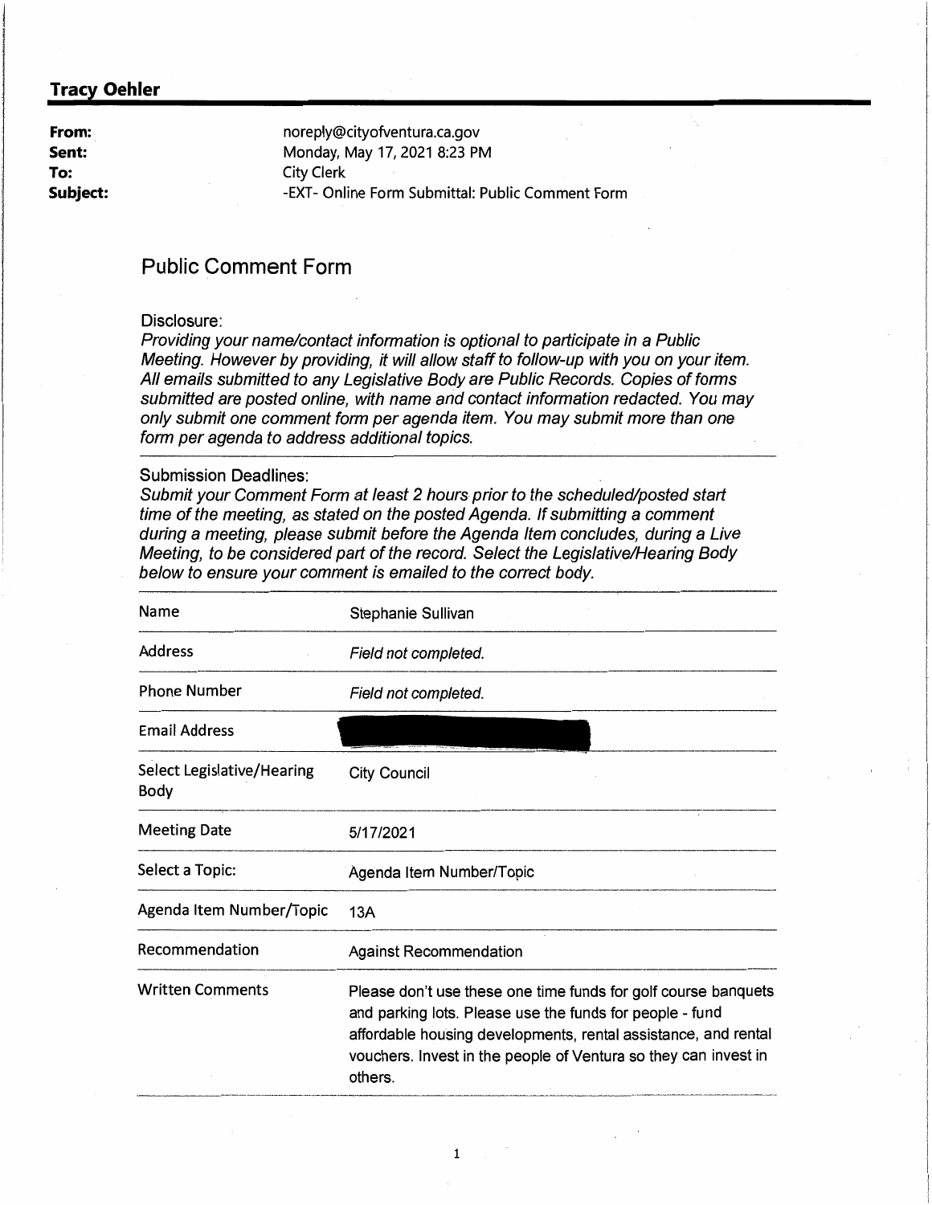**Tracy Oehler**

| | |
|---|---|
| **From:** | noreply@cityofventura.ca.gov |
| **Sent:** | Monday, May 17, 2021 8:23 PM |
| **To:** | City Clerk |
| **Subject:** | -EXT- Online Form Submittal: Public Comment Form |

## Public Comment Form

Disclosure:
*Providing your name/contact information is optional to participate in a Public Meeting. However by providing, it will allow staff to follow-up with you on your item. All emails submitted to any Legislative Body are Public Records. Copies of forms submitted are posted online, with name and contact information redacted. You may only submit one comment form per agenda item. You may submit more than one form per agenda to address additional topics.*

Submission Deadlines:
*Submit your Comment Form at least 2 hours prior to the scheduled/posted start time of the meeting, as stated on the posted Agenda. If submitting a comment during a meeting, please submit before the Agenda Item concludes, during a Live Meeting, to be considered part of the record. Select the Legislative/Hearing Body below to ensure your comment is emailed to the correct body.*

| | |
|---|---|
| Name | Stephanie Sullivan |
| Address | *Field not completed.* |
| Phone Number | *Field not completed.* |
| Email Address | |
| Select Legislative/Hearing Body | City Council |
| Meeting Date | 5/17/2021 |
| Select a Topic: | Agenda Item Number/Topic |
| Agenda Item Number/Topic | 13A |
| Recommendation | Against Recommendation |
| Written Comments | Please don't use these one time funds for golf course banquets and parking lots. Please use the funds for people - fund affordable housing developments, rental assistance, and rental vouchers. Invest in the people of Ventura so they can invest in others. |